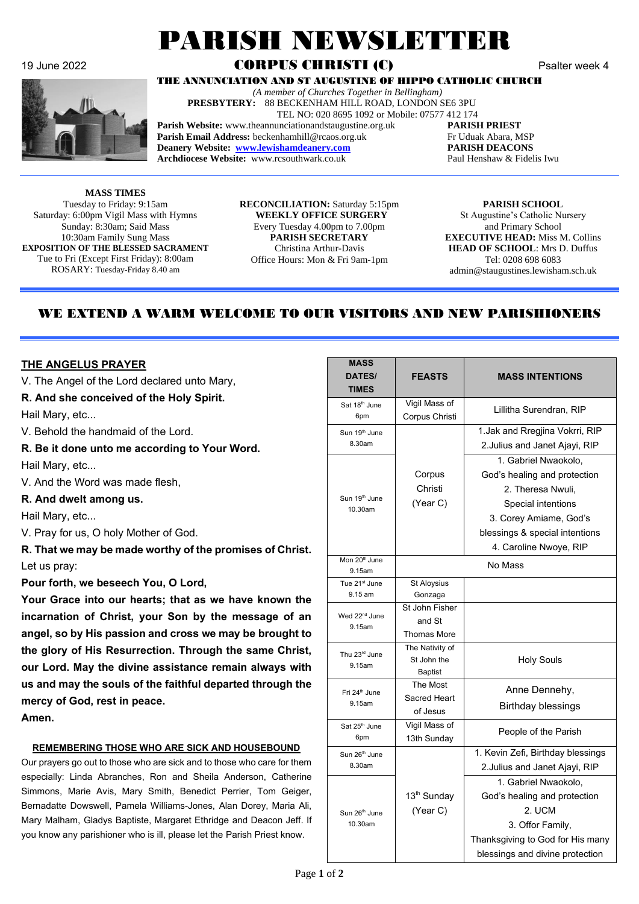# PARISH NEWSLETTER

19 June 2022 — **CORPUS CHRISTI (C)** — Psalter week 4

**THE ANNUNCIATION AND ST AUGUSTINE OF HIPPO CATHOLIC CHURCH**

*(A member of Churches Together in Bellingham)*

**PRESBYTERY:** 88 BECKENHAM HILL ROAD, LONDON SE6 3PU

TEL NO: 020 8695 1092 or Mobile: 07577 412 174

**Parish Website:** www.theannunciationandstaugustine.org.uk
**Parish Email Address:** beckenhamhill@rcaos.org.uk
**Deanery Website:** www.lewishamdeanery.com
**Archdiocese Website:** www.rcsouthwark.co.uk

**PARISH PRIEST**
Fr Uduak Abara, MSP
**PARISH DEACONS**
Paul Henshaw & Fidelis Iwu

**MASS TIMES**
Tuesday to Friday: 9:15am
Saturday: 6:00pm Vigil Mass with Hymns
Sunday: 8:30am; Said Mass
10:30am Family Sung Mass
**EXPOSITION OF THE BLESSED SACRAMENT**
Tue to Fri (Except First Friday): 8:00am
ROSARY: Tuesday-Friday 8.40 am

**RECONCILIATION:** Saturday 5:15pm
**WEEKLY OFFICE SURGERY**
Every Tuesday 4.00pm to 7.00pm
**PARISH SECRETARY**
Christina Arthur-Davis
Office Hours: Mon & Fri 9am-1pm

**PARISH SCHOOL**
St Augustine's Catholic Nursery and Primary School
**EXECUTIVE HEAD:** Miss M. Collins
**HEAD OF SCHOOL**: Mrs D. Duffus
Tel: 0208 698 6083
admin@staugustines.lewisham.sch.uk

## WE EXTEND A WARM WELCOME TO OUR VISITORS AND NEW PARISHIONERS

### THE ANGELUS PRAYER

V. The Angel of the Lord declared unto Mary,

**R. And she conceived of the Holy Spirit.**

Hail Mary, etc...

V. Behold the handmaid of the Lord.

**R. Be it done unto me according to Your Word.**

Hail Mary, etc...

V. And the Word was made flesh,

**R. And dwelt among us.**

Hail Mary, etc...

V. Pray for us, O holy Mother of God.

**R. That we may be made worthy of the promises of Christ.**

Let us pray:

**Pour forth, we beseech You, O Lord, Your Grace into our hearts; that as we have known the incarnation of Christ, your Son by the message of an angel, so by His passion and cross we may be brought to the glory of His Resurrection. Through the same Christ, our Lord. May the divine assistance remain always with us and may the souls of the faithful departed through the mercy of God, rest in peace. Amen.**

### REMEMBERING THOSE WHO ARE SICK AND HOUSEBOUND

Our prayers go out to those who are sick and to those who care for them especially: Linda Abranches, Ron and Sheila Anderson, Catherine Simmons, Marie Avis, Mary Smith, Benedict Perrier, Tom Geiger, Bernadette Dowswell, Pamela Williams-Jones, Alan Dorey, Maria Ali, Mary Malham, Gladys Baptiste, Margaret Ethridge and Deacon Jeff. If you know any parishioner who is ill, please let the Parish Priest know.

| MASS DATES/ TIMES | FEASTS | MASS INTENTIONS |
|---|---|---|
| Sat 18th June 6pm | Vigil Mass of Corpus Christi | Lillitha Surendran, RIP |
| Sun 19th June 8.30am | Corpus Christi (Year C) | 1.Jak and Rregjina Vokrri, RIP 2.Julius and Janet Ajayi, RIP |
| Sun 19th June 10.30am | | 1. Gabriel Nwaokolo, God's healing and protection 2. Theresa Nwuli, Special intentions 3. Corey Amiame, God's blessings & special intentions 4. Caroline Nwoye, RIP |
| Mon 20th June 9.15am | No Mass | |
| Tue 21st June 9.15 am | St Aloysius Gonzaga | |
| Wed 22nd June 9.15am | St John Fisher and St Thomas More | |
| Thu 23rd June 9.15am | The Nativity of St John the Baptist | Holy Souls |
| Fri 24th June 9.15am | The Most Sacred Heart of Jesus | Anne Dennehy, Birthday blessings |
| Sat 25th June 6pm | Vigil Mass of 13th Sunday | People of the Parish |
| Sun 26th June 8.30am | 13th Sunday (Year C) | 1. Kevin Zefi, Birthday blessings 2.Julius and Janet Ajayi, RIP |
| Sun 26th June 10.30am | | 1. Gabriel Nwaokolo, God's healing and protection 2. UCM 3. Offor Family, Thanksgiving to God for His many blessings and divine protection |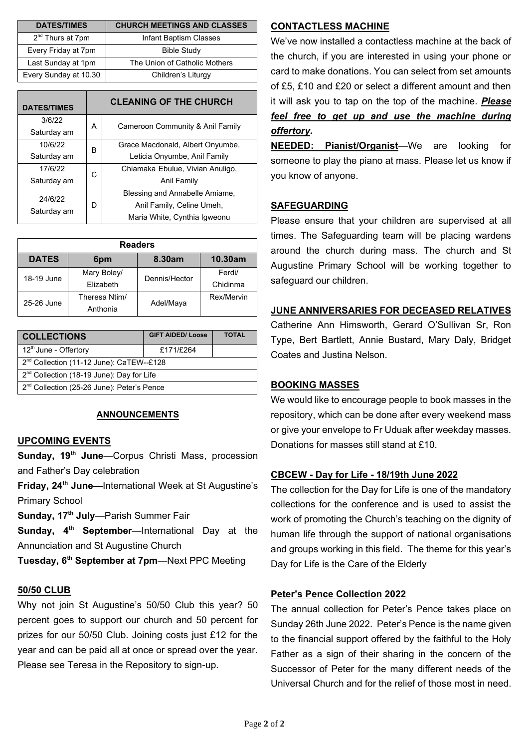| DATES/TIMES | CHURCH MEETINGS AND CLASSES |
|---|---|
| 2nd Thurs at 7pm | Infant Baptism Classes |
| Every Friday at 7pm | Bible Study |
| Last Sunday at 1pm | The Union of Catholic Mothers |
| Every Sunday at 10.30 | Children's Liturgy |

| DATES/TIMES | CLEANING OF THE CHURCH | |
|---|---|---|
| 3/6/22 Saturday am | A | Cameroon Community & Anil Family |
| 10/6/22 Saturday am | B | Grace Macdonald, Albert Onyumbe, Leticia Onyumbe, Anil Family |
| 17/6/22 Saturday am | C | Chiamaka Ebulue, Vivian Anuligo, Anil Family |
| 24/6/22 Saturday am | D | Blessing and Annabelle Amiame, Anil Family, Celine Umeh, Maria White, Cynthia Igweonu |

| Readers | | | |
|---|---|---|---|
| DATES | 6pm | 8.30am | 10.30am |
| 18-19 June | Mary Boley/ Elizabeth | Dennis/Hector | Ferdi/ Chidinma |
| 25-26 June | Theresa Ntim/ Anthonia | Adel/Maya | Rex/Mervin |

| COLLECTIONS | GIFT AIDED/ Loose | TOTAL |
|---|---|---|
| 12th June - Offertory | £171/£264 | |
| 2nd Collection (11-12 June): CaTEW--£128 | | |
| 2nd Collection (18-19 June): Day for Life | | |
| 2nd Collection (25-26 June): Peter's Pence | | |

## ANNOUNCEMENTS

### UPCOMING EVENTS

**Sunday, 19th June**—Corpus Christi Mass, procession and Father's Day celebration

**Friday, 24th June—**International Week at St Augustine's Primary School

**Sunday, 17th July**—Parish Summer Fair

**Sunday, 4th September**—International Day at the Annunciation and St Augustine Church

**Tuesday, 6th September at 7pm**—Next PPC Meeting

### 50/50 CLUB

Why not join St Augustine's 50/50 Club this year? 50 percent goes to support our church and 50 percent for prizes for our 50/50 Club. Joining costs just £12 for the year and can be paid all at once or spread over the year. Please see Teresa in the Repository to sign-up.

### CONTACTLESS MACHINE

We've now installed a contactless machine at the back of the church, if you are interested in using your phone or card to make donations. You can select from set amounts of £5, £10 and £20 or select a different amount and then it will ask you to tap on the top of the machine. ***Please feel free to get up and use the machine during offertory.***

**NEEDED: Pianist/Organist**—We are looking for someone to play the piano at mass. Please let us know if you know of anyone.

### SAFEGUARDING

Please ensure that your children are supervised at all times. The Safeguarding team will be placing wardens around the church during mass. The church and St Augustine Primary School will be working together to safeguard our children.

### JUNE ANNIVERSARIES FOR DECEASED RELATIVES

Catherine Ann Himsworth, Gerard O'Sullivan Sr, Ron Type, Bert Bartlett, Annie Bustard, Mary Daly, Bridget Coates and Justina Nelson.

### BOOKING MASSES

We would like to encourage people to book masses in the repository, which can be done after every weekend mass or give your envelope to Fr Uduak after weekday masses. Donations for masses still stand at £10.

### CBCEW - Day for Life - 18/19th June 2022

The collection for the Day for Life is one of the mandatory collections for the conference and is used to assist the work of promoting the Church's teaching on the dignity of human life through the support of national organisations and groups working in this field. The theme for this year's Day for Life is the Care of the Elderly

### Peter's Pence Collection 2022

The annual collection for Peter's Pence takes place on Sunday 26th June 2022. Peter's Pence is the name given to the financial support offered by the faithful to the Holy Father as a sign of their sharing in the concern of the Successor of Peter for the many different needs of the Universal Church and for the relief of those most in need.